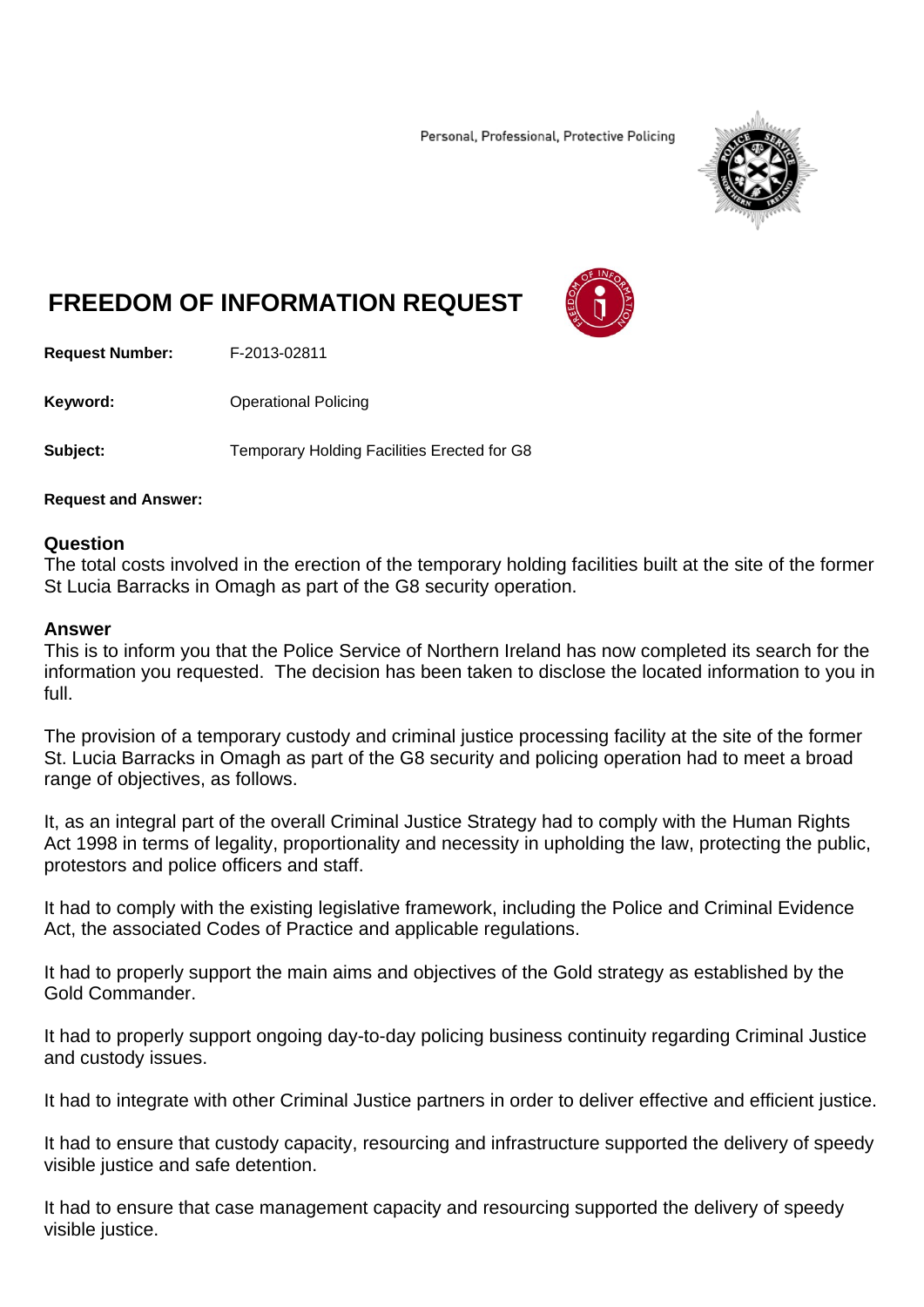Personal, Professional, Protective Policing

# FREEDOM OF INFORMATION REQUEST

**Request Number:** F-2013-02811

**Keyword:** Operational Policing

**Subject:** Temporary Holding Facilities Erected for G8

**Request and Answer:**

## Question

The total costs involved in the erection of the temporary holding facilities built at the site of the former St Lucia Barracks in Omagh as part of the G8 security operation.

## Answer

This is to inform you that the Police Service of Northern Ireland has now completed its search for the information you requested. The decision has been taken to disclose the located information to you in full.

The provision of a temporary custody and criminal justice processing facility at the site of the former St. Lucia Barracks in Omagh as part of the G8 security and policing operation had to meet a broad range of objectives, as follows.

It, as an integral part of the overall Criminal Justice Strategy had to comply with the Human Rights Act 1998 in terms of legality, proportionality and necessity in upholding the law, protecting the public, protestors and police officers and staff.

It had to comply with the existing legislative framework, including the Police and Criminal Evidence Act, the associated Codes of Practice and applicable regulations.

It had to properly support the main aims and objectives of the Gold strategy as established by the Gold Commander.

It had to properly support ongoing day-to-day policing business continuity regarding Criminal Justice and custody issues.

It had to integrate with other Criminal Justice partners in order to deliver effective and efficient justice.

It had to ensure that custody capacity, resourcing and infrastructure supported the delivery of speedy visible justice and safe detention.

It had to ensure that case management capacity and resourcing supported the delivery of speedy visible justice.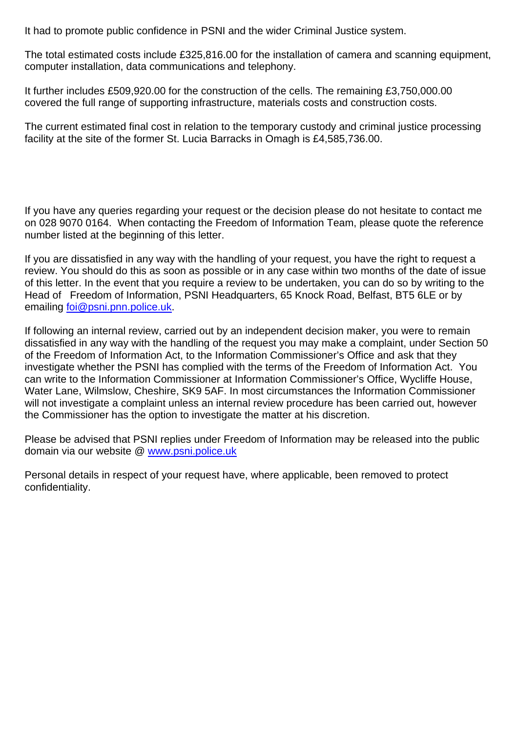It had to promote public confidence in PSNI and the wider Criminal Justice system.

The total estimated costs include £325,816.00 for the installation of camera and scanning equipment, computer installation, data communications and telephony.

It further includes £509,920.00 for the construction of the cells. The remaining £3,750,000.00 covered the full range of supporting infrastructure, materials costs and construction costs.

The current estimated final cost in relation to the temporary custody and criminal justice processing facility at the site of the former St. Lucia Barracks in Omagh is £4,585,736.00.

If you have any queries regarding your request or the decision please do not hesitate to contact me on 028 9070 0164. When contacting the Freedom of Information Team, please quote the reference number listed at the beginning of this letter.

If you are dissatisfied in any way with the handling of your request, you have the right to request a review. You should do this as soon as possible or in any case within two months of the date of issue of this letter. In the event that you require a review to be undertaken, you can do so by writing to the Head of Freedom of Information, PSNI Headquarters, 65 Knock Road, Belfast, BT5 6LE or by emailing foi@psni.pnn.police.uk.

If following an internal review, carried out by an independent decision maker, you were to remain dissatisfied in any way with the handling of the request you may make a complaint, under Section 50 of the Freedom of Information Act, to the Information Commissioner's Office and ask that they investigate whether the PSNI has complied with the terms of the Freedom of Information Act. You can write to the Information Commissioner at Information Commissioner's Office, Wycliffe House, Water Lane, Wilmslow, Cheshire, SK9 5AF. In most circumstances the Information Commissioner will not investigate a complaint unless an internal review procedure has been carried out, however the Commissioner has the option to investigate the matter at his discretion.

Please be advised that PSNI replies under Freedom of Information may be released into the public domain via our website @ www.psni.police.uk

Personal details in respect of your request have, where applicable, been removed to protect confidentiality.